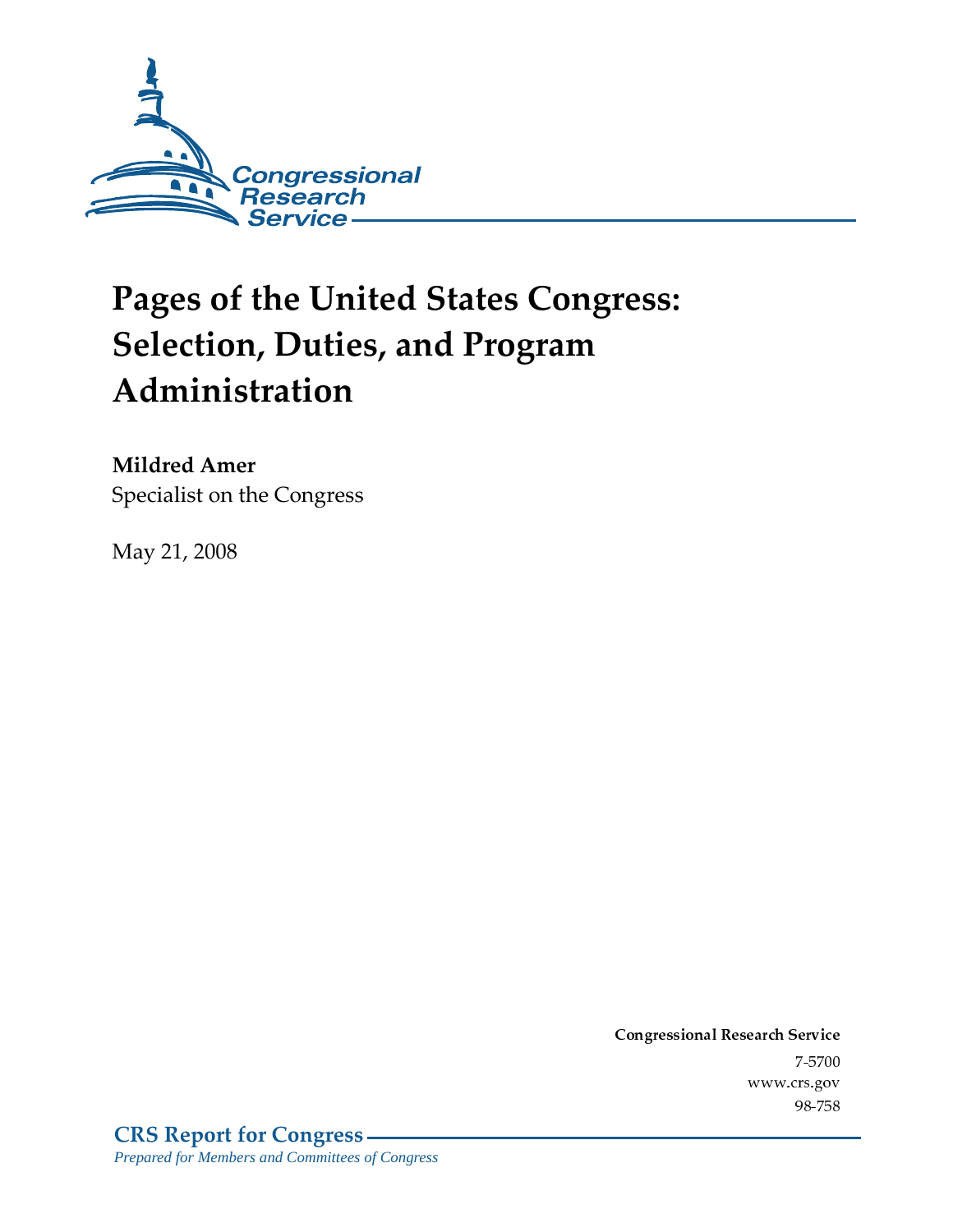Congressional Research Service

# Pages of the United States Congress: Selection, Duties, and Program Administration

**Mildred Amer**
Specialist on the Congress

May 21, 2008

**Congressional Research Service**
7-5700
www.crs.gov
98-758

**CRS Report for Congress**
*Prepared for Members and Committees of Congress*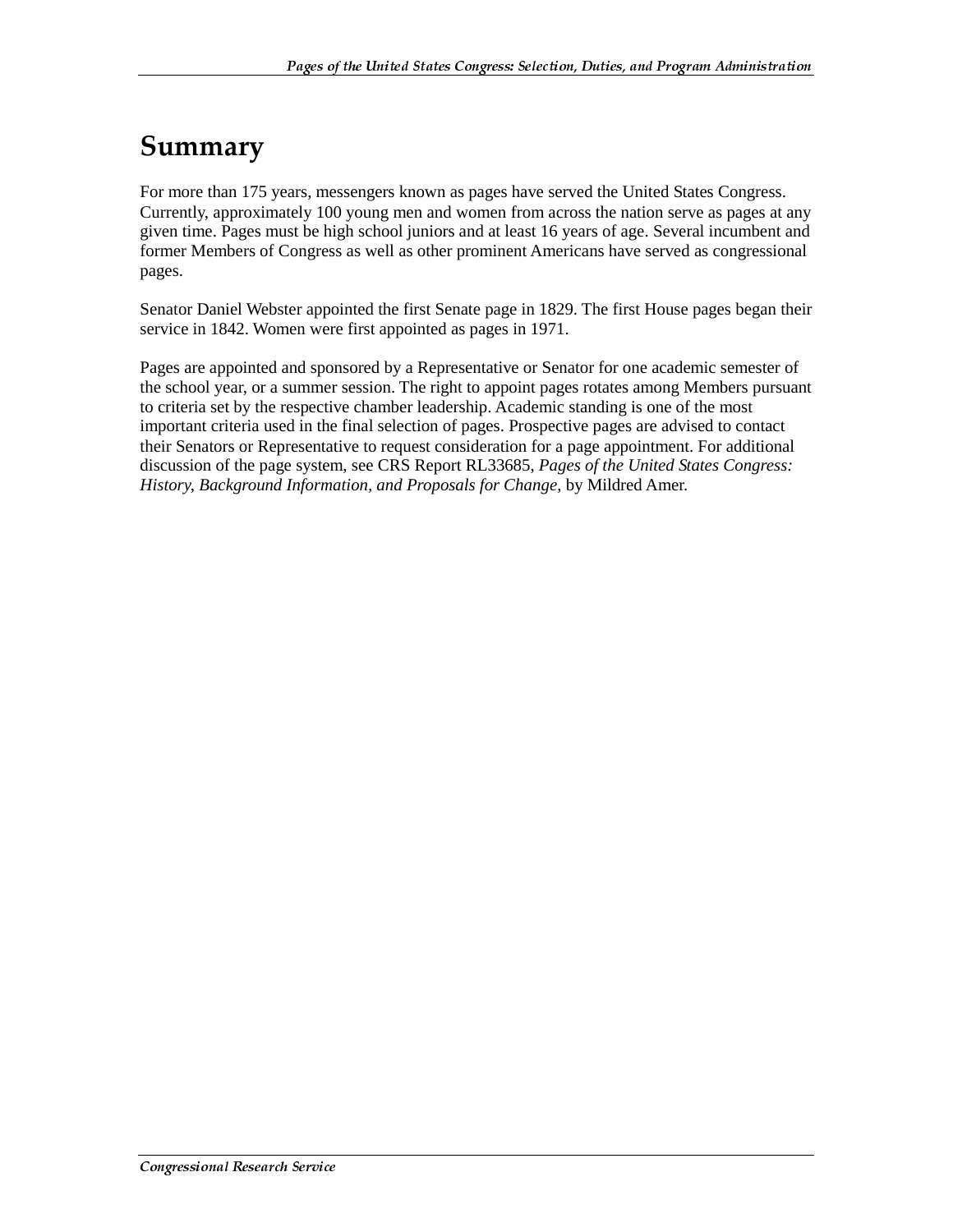# Summary

For more than 175 years, messengers known as pages have served the United States Congress. Currently, approximately 100 young men and women from across the nation serve as pages at any given time. Pages must be high school juniors and at least 16 years of age. Several incumbent and former Members of Congress as well as other prominent Americans have served as congressional pages.

Senator Daniel Webster appointed the first Senate page in 1829. The first House pages began their service in 1842. Women were first appointed as pages in 1971.

Pages are appointed and sponsored by a Representative or Senator for one academic semester of the school year, or a summer session. The right to appoint pages rotates among Members pursuant to criteria set by the respective chamber leadership. Academic standing is one of the most important criteria used in the final selection of pages. Prospective pages are advised to contact their Senators or Representative to request consideration for a page appointment. For additional discussion of the page system, see CRS Report RL33685, *Pages of the United States Congress: History, Background Information, and Proposals for Change*, by Mildred Amer.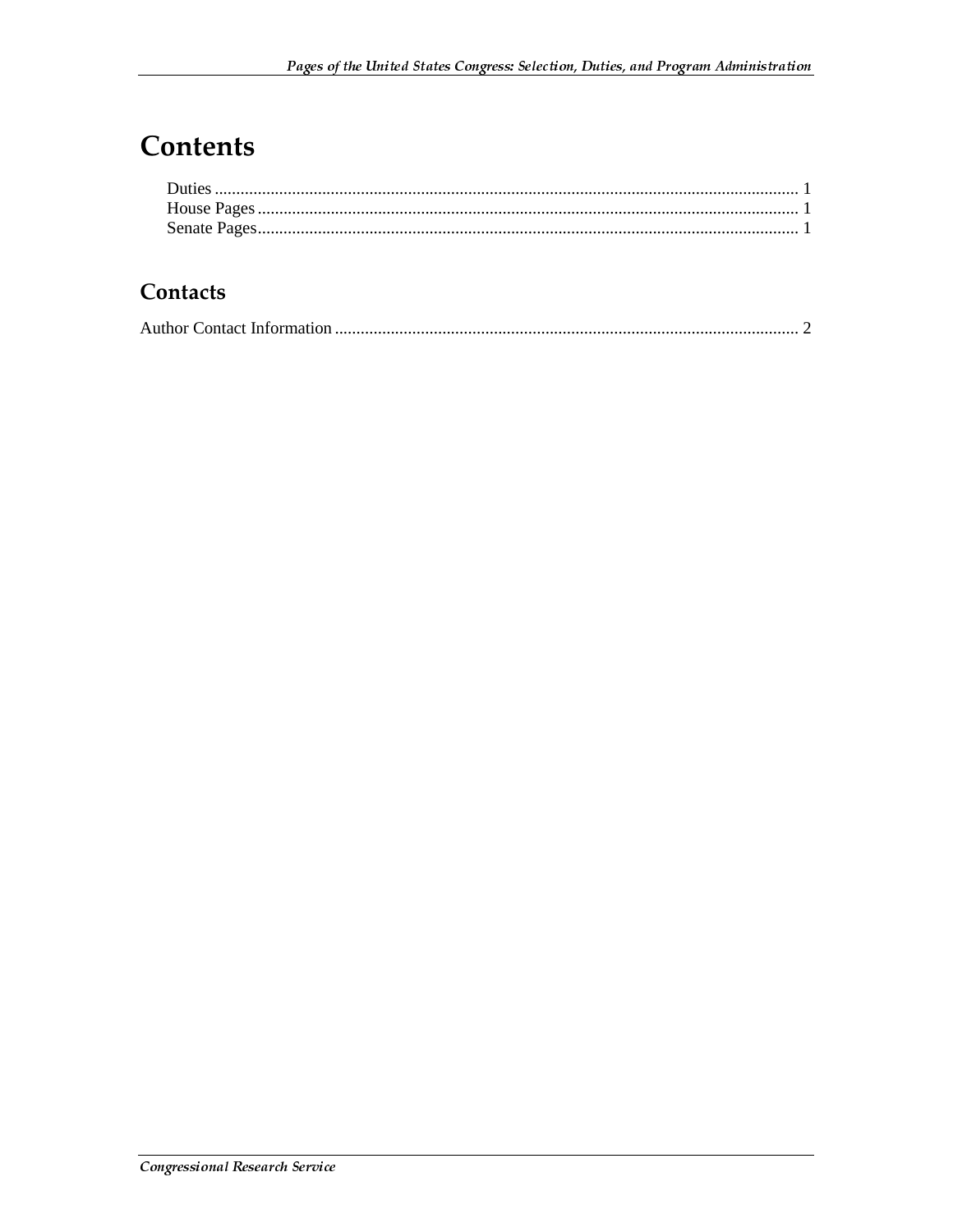# Contents

Duties ........................................................................................................................................ 1
House Pages ............................................................................................................................. 1
Senate Pages............................................................................................................................. 1

## Contacts

Author Contact Information ............................................................................................................ 2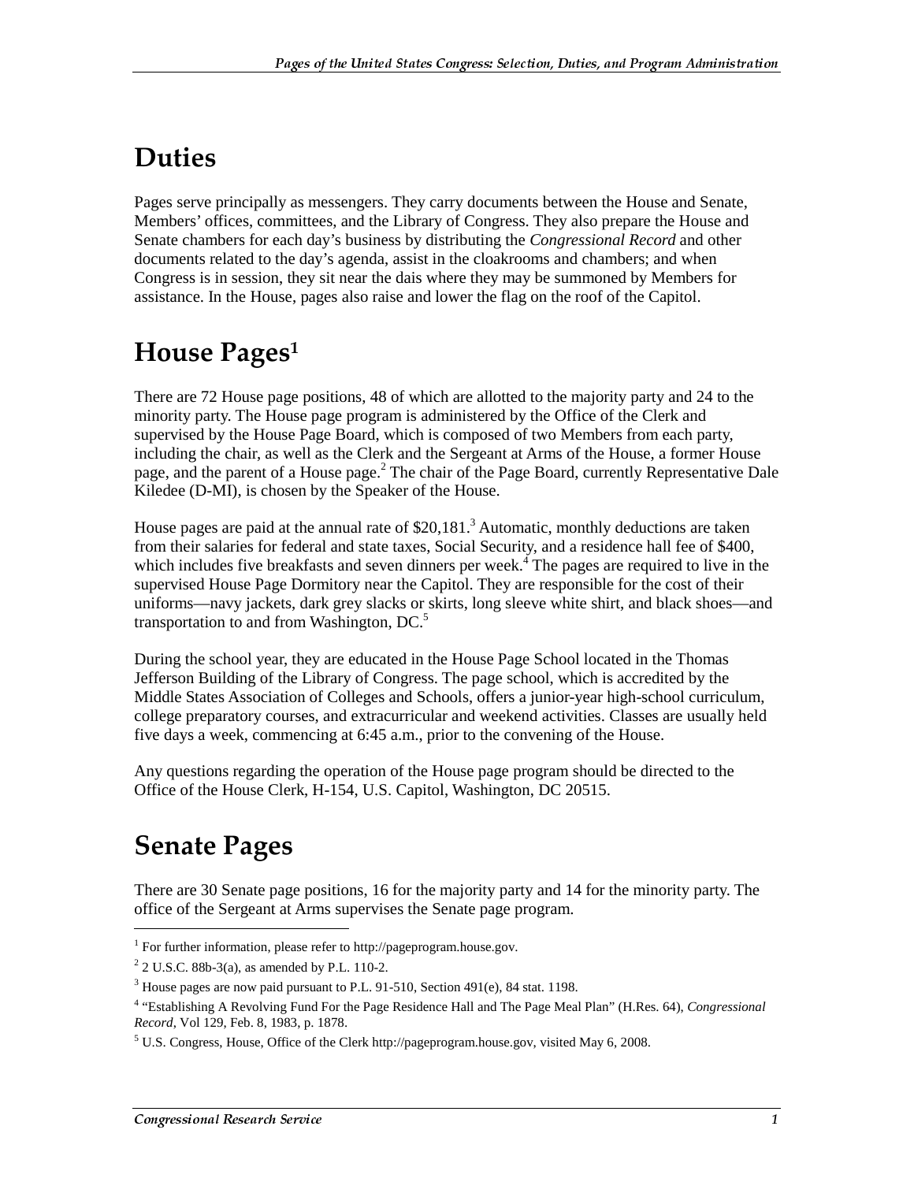## Duties

Pages serve principally as messengers. They carry documents between the House and Senate, Members' offices, committees, and the Library of Congress. They also prepare the House and Senate chambers for each day's business by distributing the *Congressional Record* and other documents related to the day's agenda, assist in the cloakrooms and chambers; and when Congress is in session, they sit near the dais where they may be summoned by Members for assistance. In the House, pages also raise and lower the flag on the roof of the Capitol.

## House Pages[1]

There are 72 House page positions, 48 of which are allotted to the majority party and 24 to the minority party. The House page program is administered by the Office of the Clerk and supervised by the House Page Board, which is composed of two Members from each party, including the chair, as well as the Clerk and the Sergeant at Arms of the House, a former House page, and the parent of a House page.[2] The chair of the Page Board, currently Representative Dale Kiledee (D-MI), is chosen by the Speaker of the House.

House pages are paid at the annual rate of $20,181.[3] Automatic, monthly deductions are taken from their salaries for federal and state taxes, Social Security, and a residence hall fee of $400, which includes five breakfasts and seven dinners per week.[4] The pages are required to live in the supervised House Page Dormitory near the Capitol. They are responsible for the cost of their uniforms—navy jackets, dark grey slacks or skirts, long sleeve white shirt, and black shoes—and transportation to and from Washington, DC.[5]

During the school year, they are educated in the House Page School located in the Thomas Jefferson Building of the Library of Congress. The page school, which is accredited by the Middle States Association of Colleges and Schools, offers a junior-year high-school curriculum, college preparatory courses, and extracurricular and weekend activities. Classes are usually held five days a week, commencing at 6:45 a.m., prior to the convening of the House.

Any questions regarding the operation of the House page program should be directed to the Office of the House Clerk, H-154, U.S. Capitol, Washington, DC 20515.

## Senate Pages

There are 30 Senate page positions, 16 for the majority party and 14 for the minority party. The office of the Sergeant at Arms supervises the Senate page program.

---

[1] For further information, please refer to http://pageprogram.house.gov.

[2] 2 U.S.C. 88b-3(a), as amended by P.L. 110-2.

[3] House pages are now paid pursuant to P.L. 91-510, Section 491(e), 84 stat. 1198.

[4] "Establishing A Revolving Fund For the Page Residence Hall and The Page Meal Plan" (H.Res. 64), *Congressional Record*, Vol 129, Feb. 8, 1983, p. 1878.

[5] U.S. Congress, House, Office of the Clerk http://pageprogram.house.gov, visited May 6, 2008.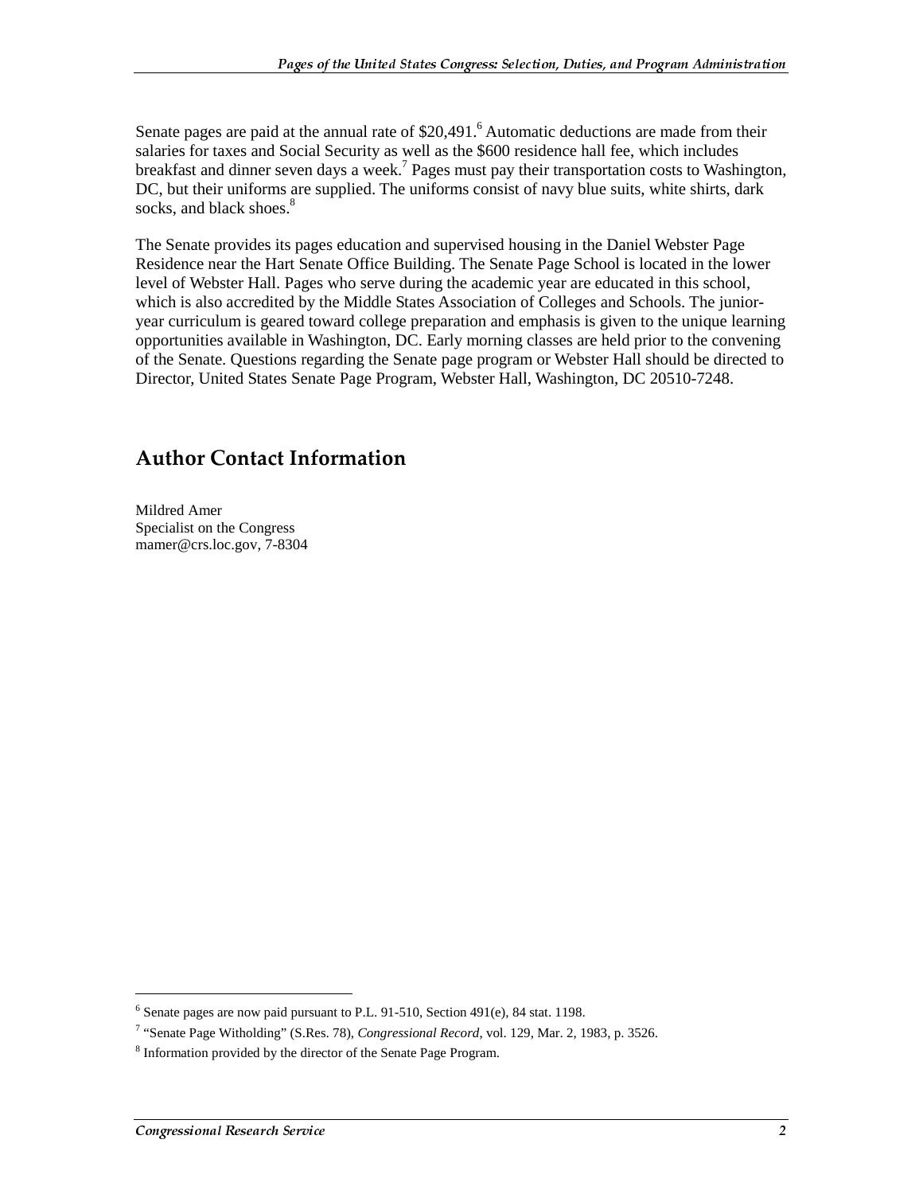Senate pages are paid at the annual rate of $20,491.[6] Automatic deductions are made from their salaries for taxes and Social Security as well as the $600 residence hall fee, which includes breakfast and dinner seven days a week.[7] Pages must pay their transportation costs to Washington, DC, but their uniforms are supplied. The uniforms consist of navy blue suits, white shirts, dark socks, and black shoes.[8]

The Senate provides its pages education and supervised housing in the Daniel Webster Page Residence near the Hart Senate Office Building. The Senate Page School is located in the lower level of Webster Hall. Pages who serve during the academic year are educated in this school, which is also accredited by the Middle States Association of Colleges and Schools. The junior-year curriculum is geared toward college preparation and emphasis is given to the unique learning opportunities available in Washington, DC. Early morning classes are held prior to the convening of the Senate. Questions regarding the Senate page program or Webster Hall should be directed to Director, United States Senate Page Program, Webster Hall, Washington, DC 20510-7248.

## Author Contact Information

Mildred Amer
Specialist on the Congress
mamer@crs.loc.gov, 7-8304

---

[6] Senate pages are now paid pursuant to P.L. 91-510, Section 491(e), 84 stat. 1198.

[7] "Senate Page Witholding" (S.Res. 78), *Congressional Record*, vol. 129, Mar. 2, 1983, p. 3526.

[8] Information provided by the director of the Senate Page Program.